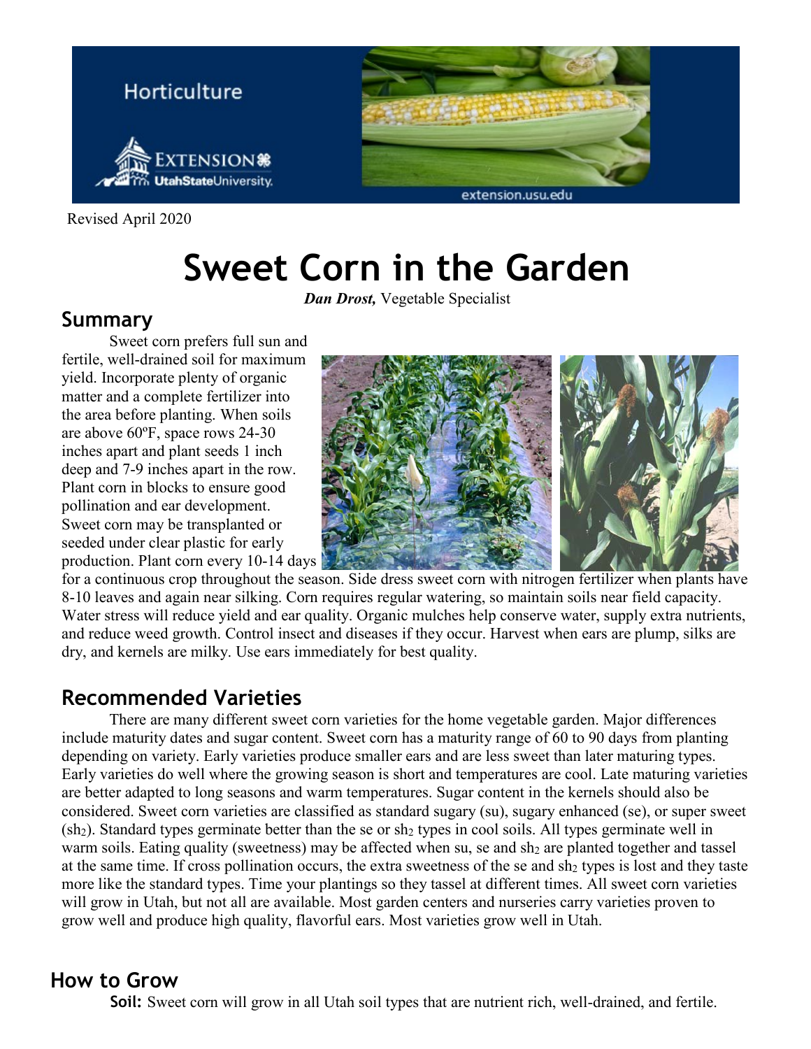Horticulture

Revised April 2020

# Sweet Corn in the Garden

***Dan Drost,*** Vegetable Specialist

## Summary

Sweet corn prefers full sun and fertile, well-drained soil for maximum yield. Incorporate plenty of organic matter and a complete fertilizer into the area before planting. When soils are above 60ºF, space rows 24-30 inches apart and plant seeds 1 inch deep and 7-9 inches apart in the row. Plant corn in blocks to ensure good pollination and ear development. Sweet corn may be transplanted or seeded under clear plastic for early production. Plant corn every 10-14 days for a continuous crop throughout the season. Side dress sweet corn with nitrogen fertilizer when plants have 8-10 leaves and again near silking. Corn requires regular watering, so maintain soils near field capacity. Water stress will reduce yield and ear quality. Organic mulches help conserve water, supply extra nutrients, and reduce weed growth. Control insect and diseases if they occur. Harvest when ears are plump, silks are dry, and kernels are milky. Use ears immediately for best quality.

## Recommended Varieties

There are many different sweet corn varieties for the home vegetable garden. Major differences include maturity dates and sugar content. Sweet corn has a maturity range of 60 to 90 days from planting depending on variety. Early varieties produce smaller ears and are less sweet than later maturing types. Early varieties do well where the growing season is short and temperatures are cool. Late maturing varieties are better adapted to long seasons and warm temperatures. Sugar content in the kernels should also be considered. Sweet corn varieties are classified as standard sugary (su), sugary enhanced (se), or super sweet ($sh_2$). Standard types germinate better than the se or $sh_2$ types in cool soils. All types germinate well in warm soils. Eating quality (sweetness) may be affected when su, se and $sh_2$ are planted together and tassel at the same time. If cross pollination occurs, the extra sweetness of the se and $sh_2$ types is lost and they taste more like the standard types. Time your plantings so they tassel at different times. All sweet corn varieties will grow in Utah, but not all are available. Most garden centers and nurseries carry varieties proven to grow well and produce high quality, flavorful ears. Most varieties grow well in Utah.

## How to Grow

**Soil:** Sweet corn will grow in all Utah soil types that are nutrient rich, well-drained, and fertile.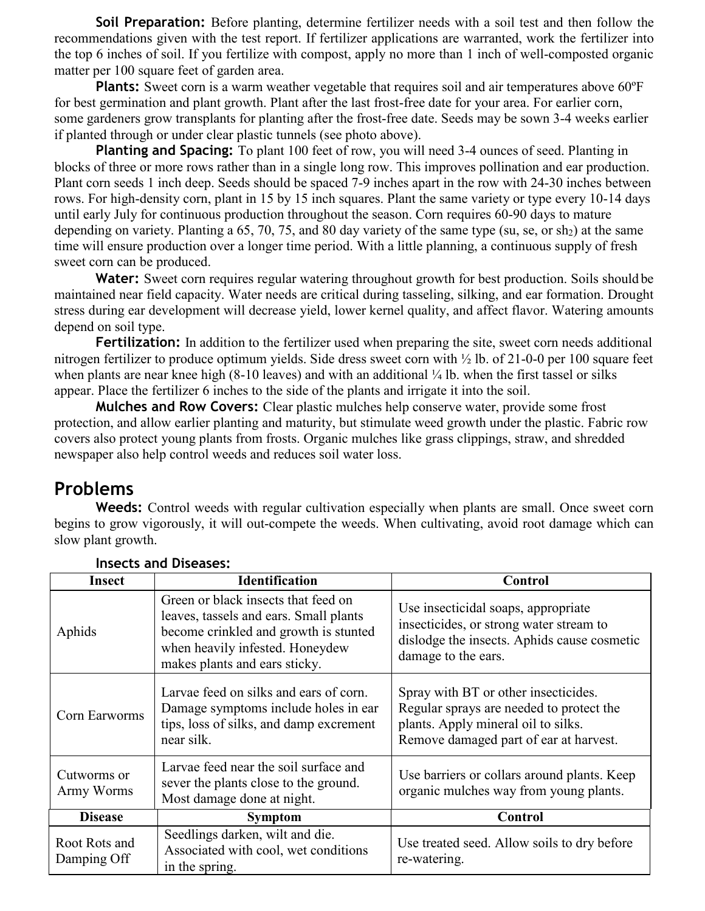**Soil Preparation:** Before planting, determine fertilizer needs with a soil test and then follow the recommendations given with the test report. If fertilizer applications are warranted, work the fertilizer into the top 6 inches of soil. If you fertilize with compost, apply no more than 1 inch of well-composted organic matter per 100 square feet of garden area.

**Plants:** Sweet corn is a warm weather vegetable that requires soil and air temperatures above 60ºF for best germination and plant growth. Plant after the last frost-free date for your area. For earlier corn, some gardeners grow transplants for planting after the frost-free date. Seeds may be sown 3-4 weeks earlier if planted through or under clear plastic tunnels (see photo above).

**Planting and Spacing:** To plant 100 feet of row, you will need 3-4 ounces of seed. Planting in blocks of three or more rows rather than in a single long row. This improves pollination and ear production. Plant corn seeds 1 inch deep. Seeds should be spaced 7-9 inches apart in the row with 24-30 inches between rows. For high-density corn, plant in 15 by 15 inch squares. Plant the same variety or type every 10-14 days until early July for continuous production throughout the season. Corn requires 60-90 days to mature depending on variety. Planting a 65, 70, 75, and 80 day variety of the same type (su, se, or $sh_2$) at the same time will ensure production over a longer time period. With a little planning, a continuous supply of fresh sweet corn can be produced.

**Water:** Sweet corn requires regular watering throughout growth for best production. Soils should be maintained near field capacity. Water needs are critical during tasseling, silking, and ear formation. Drought stress during ear development will decrease yield, lower kernel quality, and affect flavor. Watering amounts depend on soil type.

**Fertilization:** In addition to the fertilizer used when preparing the site, sweet corn needs additional nitrogen fertilizer to produce optimum yields. Side dress sweet corn with ½ lb. of 21-0-0 per 100 square feet when plants are near knee high (8-10 leaves) and with an additional ¼ lb. when the first tassel or silks appear. Place the fertilizer 6 inches to the side of the plants and irrigate it into the soil.

**Mulches and Row Covers:** Clear plastic mulches help conserve water, provide some frost protection, and allow earlier planting and maturity, but stimulate weed growth under the plastic. Fabric row covers also protect young plants from frosts. Organic mulches like grass clippings, straw, and shredded newspaper also help control weeds and reduces soil water loss.

## Problems

**Weeds:** Control weeds with regular cultivation especially when plants are small. Once sweet corn begins to grow vigorously, it will out-compete the weeds. When cultivating, avoid root damage which can slow plant growth.

**Insects and Diseases:**

| Insect | Identification | Control |
|---|---|---|
| Aphids | Green or black insects that feed on leaves, tassels and ears. Small plants become crinkled and growth is stunted when heavily infested. Honeydew makes plants and ears sticky. | Use insecticidal soaps, appropriate insecticides, or strong water stream to dislodge the insects. Aphids cause cosmetic damage to the ears. |
| Corn Earworms | Larvae feed on silks and ears of corn. Damage symptoms include holes in ear tips, loss of silks, and damp excrement near silk. | Spray with BT or other insecticides. Regular sprays are needed to protect the plants. Apply mineral oil to silks. Remove damaged part of ear at harvest. |
| Cutworms or Army Worms | Larvae feed near the soil surface and sever the plants close to the ground. Most damage done at night. | Use barriers or collars around plants. Keep organic mulches way from young plants. |
| **Disease** | **Symptom** | **Control** |
| Root Rots and Damping Off | Seedlings darken, wilt and die. Associated with cool, wet conditions in the spring. | Use treated seed. Allow soils to dry before re-watering. |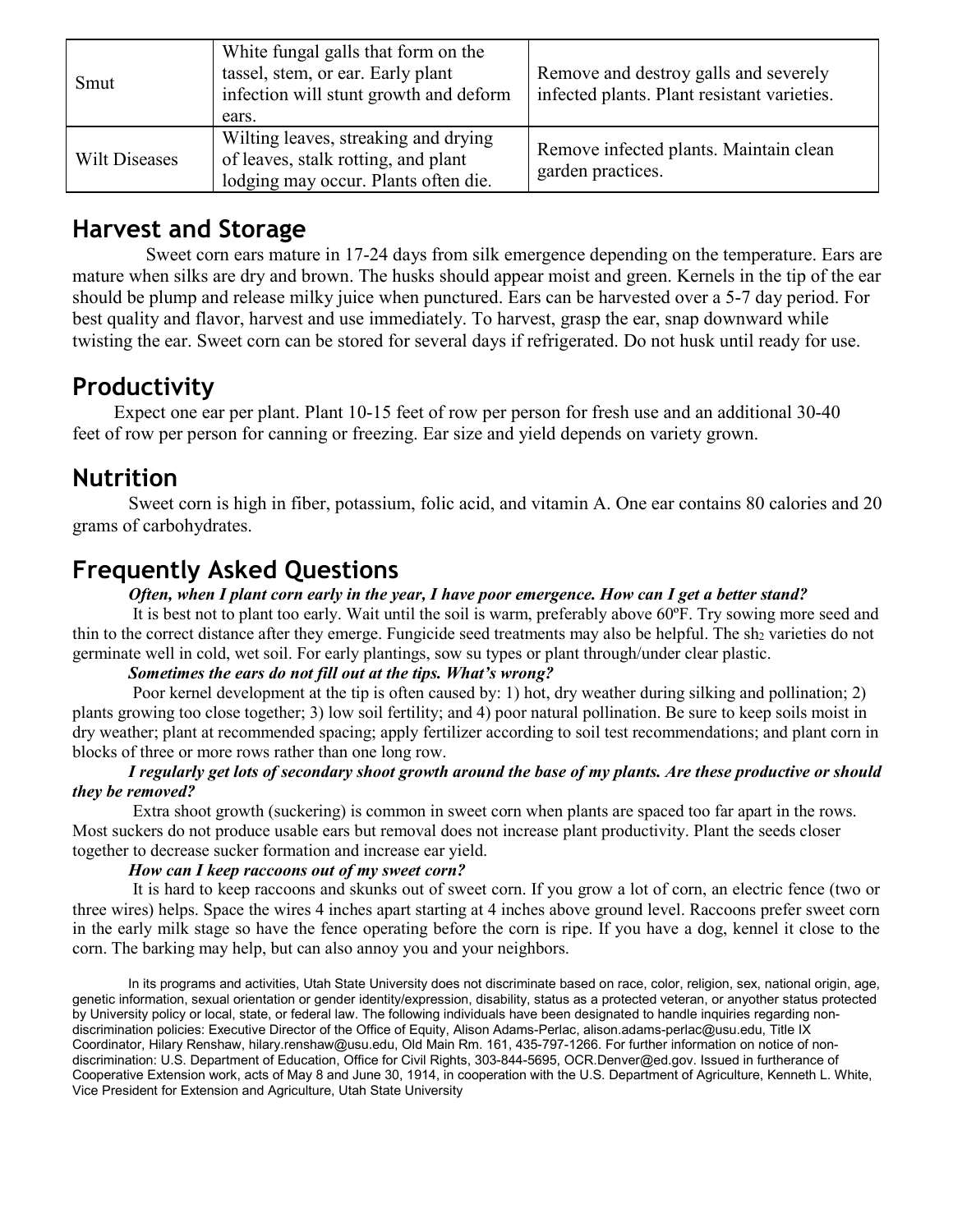| | | |
|---|---|---|
| Smut | White fungal galls that form on the tassel, stem, or ear. Early plant infection will stunt growth and deform ears. | Remove and destroy galls and severely infected plants. Plant resistant varieties. |
| Wilt Diseases | Wilting leaves, streaking and drying of leaves, stalk rotting, and plant lodging may occur. Plants often die. | Remove infected plants. Maintain clean garden practices. |

## Harvest and Storage

Sweet corn ears mature in 17-24 days from silk emergence depending on the temperature. Ears are mature when silks are dry and brown. The husks should appear moist and green. Kernels in the tip of the ear should be plump and release milky juice when punctured. Ears can be harvested over a 5-7 day period. For best quality and flavor, harvest and use immediately. To harvest, grasp the ear, snap downward while twisting the ear. Sweet corn can be stored for several days if refrigerated. Do not husk until ready for use.

## Productivity

Expect one ear per plant. Plant 10-15 feet of row per person for fresh use and an additional 30-40 feet of row per person for canning or freezing. Ear size and yield depends on variety grown.

## Nutrition

Sweet corn is high in fiber, potassium, folic acid, and vitamin A. One ear contains 80 calories and 20 grams of carbohydrates.

## Frequently Asked Questions

***Often, when I plant corn early in the year, I have poor emergence. How can I get a better stand?***

It is best not to plant too early. Wait until the soil is warm, preferably above 60ºF. Try sowing more seed and thin to the correct distance after they emerge. Fungicide seed treatments may also be helpful. The $sh_2$ varieties do not germinate well in cold, wet soil. For early plantings, sow su types or plant through/under clear plastic.

***Sometimes the ears do not fill out at the tips. What's wrong?***

Poor kernel development at the tip is often caused by: 1) hot, dry weather during silking and pollination; 2) plants growing too close together; 3) low soil fertility; and 4) poor natural pollination. Be sure to keep soils moist in dry weather; plant at recommended spacing; apply fertilizer according to soil test recommendations; and plant corn in blocks of three or more rows rather than one long row.

***I regularly get lots of secondary shoot growth around the base of my plants. Are these productive or should they be removed?***

Extra shoot growth (suckering) is common in sweet corn when plants are spaced too far apart in the rows. Most suckers do not produce usable ears but removal does not increase plant productivity. Plant the seeds closer together to decrease sucker formation and increase ear yield.

***How can I keep raccoons out of my sweet corn?***

It is hard to keep raccoons and skunks out of sweet corn. If you grow a lot of corn, an electric fence (two or three wires) helps. Space the wires 4 inches apart starting at 4 inches above ground level. Raccoons prefer sweet corn in the early milk stage so have the fence operating before the corn is ripe. If you have a dog, kennel it close to the corn. The barking may help, but can also annoy you and your neighbors.

In its programs and activities, Utah State University does not discriminate based on race, color, religion, sex, national origin, age, genetic information, sexual orientation or gender identity/expression, disability, status as a protected veteran, or anyother status protected by University policy or local, state, or federal law. The following individuals have been designated to handle inquiries regarding non-discrimination policies: Executive Director of the Office of Equity, Alison Adams-Perlac, alison.adams-perlac@usu.edu, Title IX Coordinator, Hilary Renshaw, hilary.renshaw@usu.edu, Old Main Rm. 161, 435-797-1266. For further information on notice of non-discrimination: U.S. Department of Education, Office for Civil Rights, 303-844-5695, OCR.Denver@ed.gov. Issued in furtherance of Cooperative Extension work, acts of May 8 and June 30, 1914, in cooperation with the U.S. Department of Agriculture, Kenneth L. White, Vice President for Extension and Agriculture, Utah State University